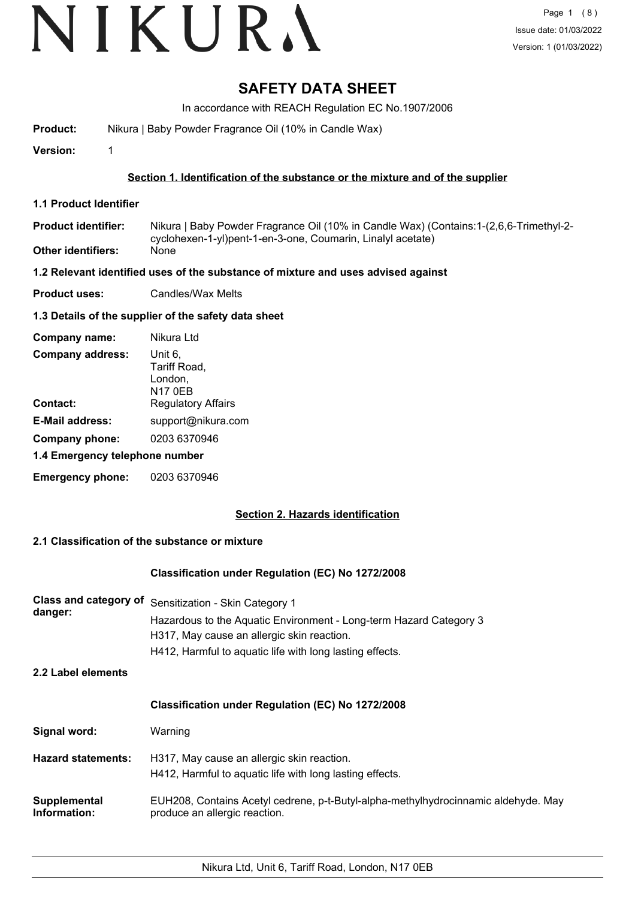# SAFETY DATA SHEET

In accordance with REACH Regulation EC No.1907/2006

**Product:** Nikura | Baby Powder Fragrance Oil (10% in Candle Wax)

**Version:** 1

## Section 1. Identification of the substance or the mixture and of the supplier

### 1.1 Product Identifier

**Product identifier:** Nikura | Baby Powder Fragrance Oil (10% in Candle Wax) (Contains:1-(2,6,6-Trimethyl-2-cyclohexen-1-yl)pent-1-en-3-one, Coumarin, Linalyl acetate)

**Other identifiers:** None

### 1.2 Relevant identified uses of the substance of mixture and uses advised against

**Product uses:** Candles/Wax Melts

### 1.3 Details of the supplier of the safety data sheet

**Company name:** Nikura Ltd

**Company address:** Unit 6, Tariff Road, London, N17 0EB

**Contact:** Regulatory Affairs

**E-Mail address:** support@nikura.com

**Company phone:** 0203 6370946

### 1.4 Emergency telephone number

**Emergency phone:** 0203 6370946

## Section 2. Hazards identification

### 2.1 Classification of the substance or mixture

**Classification under Regulation (EC) No 1272/2008**

**Class and category of danger:**
Sensitization - Skin Category 1
Hazardous to the Aquatic Environment - Long-term Hazard Category 3
H317, May cause an allergic skin reaction.
H412, Harmful to aquatic life with long lasting effects.

### 2.2 Label elements

**Classification under Regulation (EC) No 1272/2008**

**Signal word:** Warning

**Hazard statements:**
H317, May cause an allergic skin reaction.
H412, Harmful to aquatic life with long lasting effects.

**Supplemental Information:** EUH208, Contains Acetyl cedrene, p-t-Butyl-alpha-methylhydrocinnamic aldehyde. May produce an allergic reaction.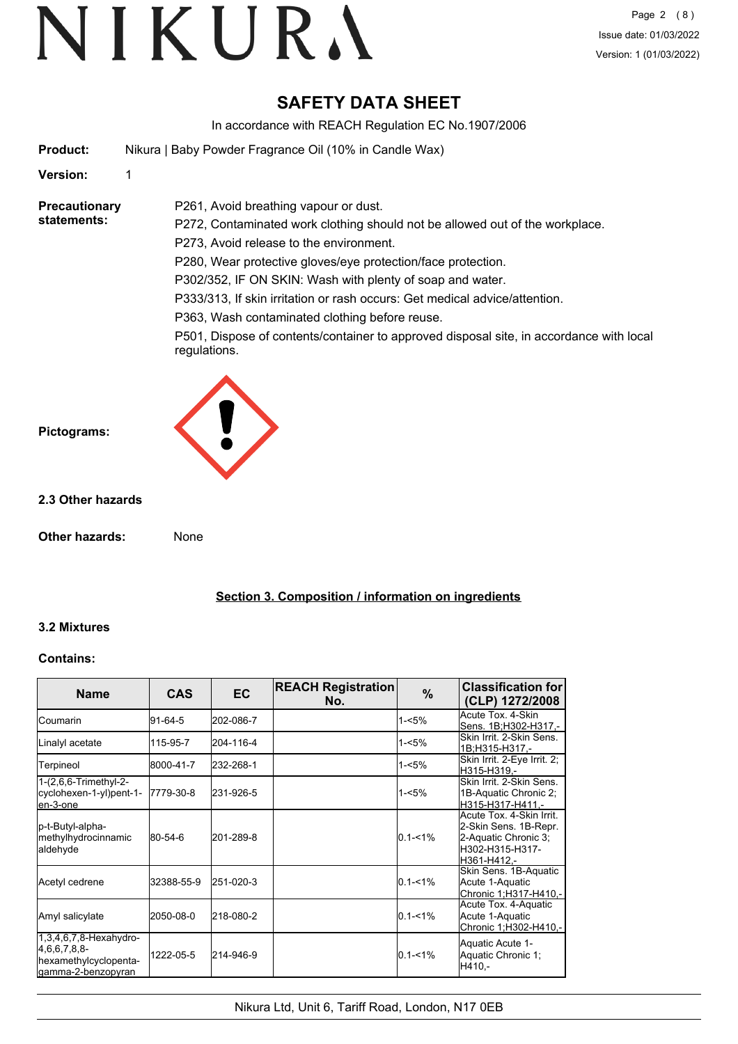# SAFETY DATA SHEET

In accordance with REACH Regulation EC No.1907/2006

**Product:** Nikura | Baby Powder Fragrance Oil (10% in Candle Wax)

**Version:** 1

**Precautionary statements:**

P261, Avoid breathing vapour or dust.

P272, Contaminated work clothing should not be allowed out of the workplace.

P273, Avoid release to the environment.

P280, Wear protective gloves/eye protection/face protection.

P302/352, IF ON SKIN: Wash with plenty of soap and water.

P333/313, If skin irritation or rash occurs: Get medical advice/attention.

P363, Wash contaminated clothing before reuse.

P501, Dispose of contents/container to approved disposal site, in accordance with local regulations.

**Pictograms:**

### 2.3 Other hazards

**Other hazards:** None

## Section 3. Composition / information on ingredients

### 3.2 Mixtures

**Contains:**

| Name | CAS | EC | REACH Registration No. | % | Classification for (CLP) 1272/2008 |
|---|---|---|---|---|---|
| Coumarin | 91-64-5 | 202-086-7 | | 1-<5% | Acute Tox. 4-Skin Sens. 1B;H302-H317,- |
| Linalyl acetate | 115-95-7 | 204-116-4 | | 1-<5% | Skin Irrit. 2-Skin Sens. 1B;H315-H317,- |
| Terpineol | 8000-41-7 | 232-268-1 | | 1-<5% | Skin Irrit. 2-Eye Irrit. 2;H315-H319,- |
| 1-(2,6,6-Trimethyl-2-cyclohexen-1-yl)pent-1-en-3-one | 7779-30-8 | 231-926-5 | | 1-<5% | Skin Irrit. 2-Skin Sens. 1B-Aquatic Chronic 2;H315-H317-H411,- |
| p-t-Butyl-alpha-methylhydrocinnamic aldehyde | 80-54-6 | 201-289-8 | | 0.1-<1% | Acute Tox. 4-Skin Irrit. 2-Skin Sens. 1B-Repr. 2-Aquatic Chronic 3;H302-H315-H317-H361-H412,- |
| Acetyl cedrene | 32388-55-9 | 251-020-3 | | 0.1-<1% | Skin Sens. 1B-Aquatic Acute 1-Aquatic Chronic 1;H317-H410,- |
| Amyl salicylate | 2050-08-0 | 218-080-2 | | 0.1-<1% | Acute Tox. 4-Aquatic Acute 1-Aquatic Chronic 1;H302-H410,- |
| 1,3,4,6,7,8-Hexahydro-4,6,6,7,8,8-hexamethylcyclopenta-gamma-2-benzopyran | 1222-05-5 | 214-946-9 | | 0.1-<1% | Aquatic Acute 1-Aquatic Chronic 1;H410,- |

Nikura Ltd, Unit 6, Tariff Road, London, N17 0EB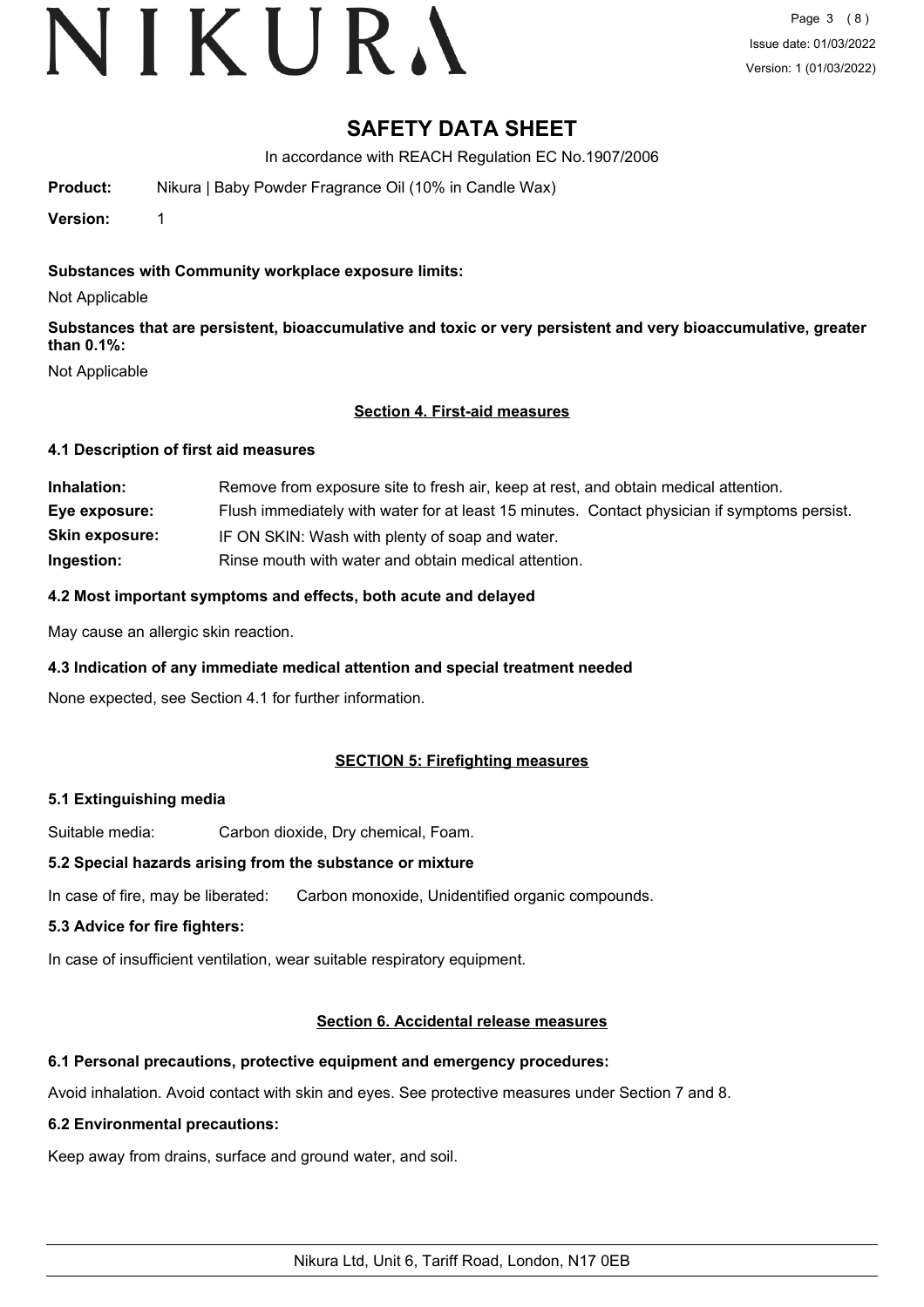# SAFETY DATA SHEET

In accordance with REACH Regulation EC No.1907/2006

**Product:** Nikura | Baby Powder Fragrance Oil (10% in Candle Wax)

**Version:** 1

**Substances with Community workplace exposure limits:**

Not Applicable

**Substances that are persistent, bioaccumulative and toxic or very persistent and very bioaccumulative, greater than 0.1%:**

Not Applicable

## Section 4. First-aid measures

### 4.1 Description of first aid measures

| | |
|---|---|
| **Inhalation:** | Remove from exposure site to fresh air, keep at rest, and obtain medical attention. |
| **Eye exposure:** | Flush immediately with water for at least 15 minutes. Contact physician if symptoms persist. |
| **Skin exposure:** | IF ON SKIN: Wash with plenty of soap and water. |
| **Ingestion:** | Rinse mouth with water and obtain medical attention. |

### 4.2 Most important symptoms and effects, both acute and delayed

May cause an allergic skin reaction.

### 4.3 Indication of any immediate medical attention and special treatment needed

None expected, see Section 4.1 for further information.

## SECTION 5: Firefighting measures

### 5.1 Extinguishing media

Suitable media: Carbon dioxide, Dry chemical, Foam.

### 5.2 Special hazards arising from the substance or mixture

In case of fire, may be liberated: Carbon monoxide, Unidentified organic compounds.

### 5.3 Advice for fire fighters:

In case of insufficient ventilation, wear suitable respiratory equipment.

## Section 6. Accidental release measures

### 6.1 Personal precautions, protective equipment and emergency procedures:

Avoid inhalation. Avoid contact with skin and eyes. See protective measures under Section 7 and 8.

### 6.2 Environmental precautions:

Keep away from drains, surface and ground water, and soil.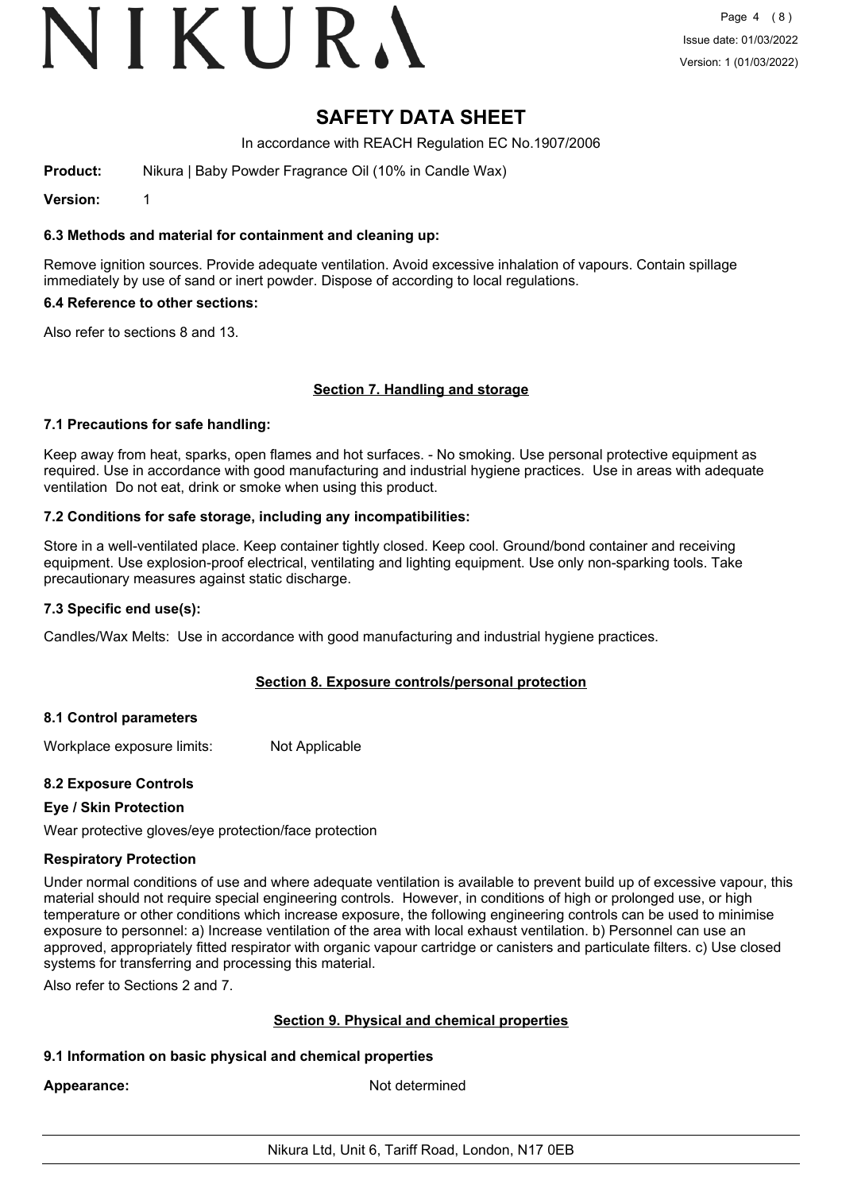# SAFETY DATA SHEET

In accordance with REACH Regulation EC No.1907/2006

**Product:** Nikura | Baby Powder Fragrance Oil (10% in Candle Wax)

**Version:** 1

### 6.3 Methods and material for containment and cleaning up:

Remove ignition sources. Provide adequate ventilation. Avoid excessive inhalation of vapours. Contain spillage immediately by use of sand or inert powder. Dispose of according to local regulations.

### 6.4 Reference to other sections:

Also refer to sections 8 and 13.

## Section 7. Handling and storage

### 7.1 Precautions for safe handling:

Keep away from heat, sparks, open flames and hot surfaces. - No smoking. Use personal protective equipment as required. Use in accordance with good manufacturing and industrial hygiene practices. Use in areas with adequate ventilation Do not eat, drink or smoke when using this product.

### 7.2 Conditions for safe storage, including any incompatibilities:

Store in a well-ventilated place. Keep container tightly closed. Keep cool. Ground/bond container and receiving equipment. Use explosion-proof electrical, ventilating and lighting equipment. Use only non-sparking tools. Take precautionary measures against static discharge.

### 7.3 Specific end use(s):

Candles/Wax Melts: Use in accordance with good manufacturing and industrial hygiene practices.

## Section 8. Exposure controls/personal protection

### 8.1 Control parameters

Workplace exposure limits: Not Applicable

### 8.2 Exposure Controls

**Eye / Skin Protection**

Wear protective gloves/eye protection/face protection

**Respiratory Protection**

Under normal conditions of use and where adequate ventilation is available to prevent build up of excessive vapour, this material should not require special engineering controls. However, in conditions of high or prolonged use, or high temperature or other conditions which increase exposure, the following engineering controls can be used to minimise exposure to personnel: a) Increase ventilation of the area with local exhaust ventilation. b) Personnel can use an approved, appropriately fitted respirator with organic vapour cartridge or canisters and particulate filters. c) Use closed systems for transferring and processing this material.

Also refer to Sections 2 and 7.

## Section 9. Physical and chemical properties

### 9.1 Information on basic physical and chemical properties

**Appearance:** Not determined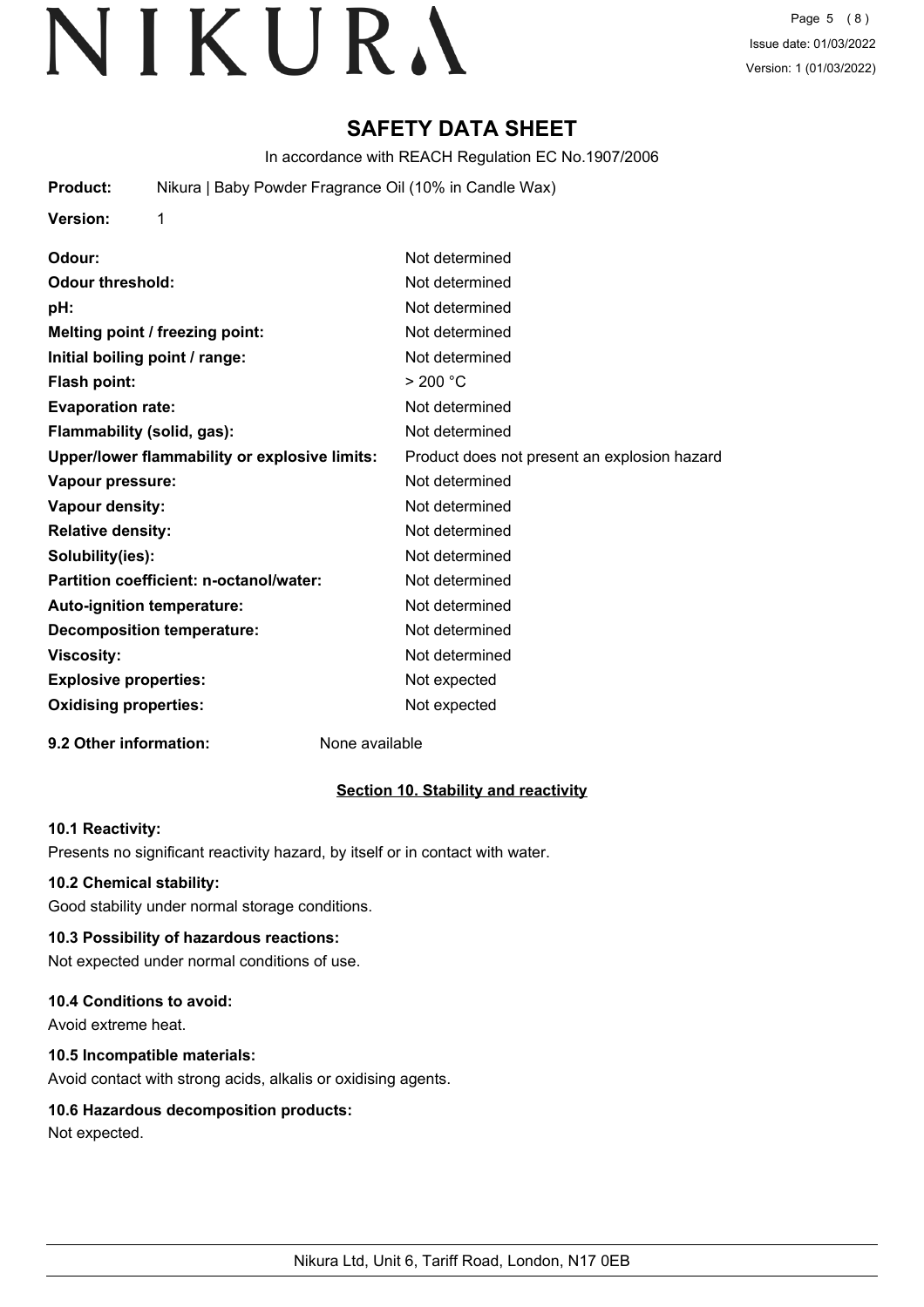# SAFETY DATA SHEET

In accordance with REACH Regulation EC No.1907/2006

**Product:** Nikura | Baby Powder Fragrance Oil (10% in Candle Wax)

**Version:** 1

| | |
|---|---|
| **Odour:** | Not determined |
| **Odour threshold:** | Not determined |
| **pH:** | Not determined |
| **Melting point / freezing point:** | Not determined |
| **Initial boiling point / range:** | Not determined |
| **Flash point:** | > 200 °C |
| **Evaporation rate:** | Not determined |
| **Flammability (solid, gas):** | Not determined |
| **Upper/lower flammability or explosive limits:** | Product does not present an explosion hazard |
| **Vapour pressure:** | Not determined |
| **Vapour density:** | Not determined |
| **Relative density:** | Not determined |
| **Solubility(ies):** | Not determined |
| **Partition coefficient: n-octanol/water:** | Not determined |
| **Auto-ignition temperature:** | Not determined |
| **Decomposition temperature:** | Not determined |
| **Viscosity:** | Not determined |
| **Explosive properties:** | Not expected |
| **Oxidising properties:** | Not expected |

**9.2 Other information:** None available

## Section 10. Stability and reactivity

### 10.1 Reactivity:

Presents no significant reactivity hazard, by itself or in contact with water.

### 10.2 Chemical stability:

Good stability under normal storage conditions.

### 10.3 Possibility of hazardous reactions:

Not expected under normal conditions of use.

### 10.4 Conditions to avoid:

Avoid extreme heat.

### 10.5 Incompatible materials:

Avoid contact with strong acids, alkalis or oxidising agents.

### 10.6 Hazardous decomposition products:

Not expected.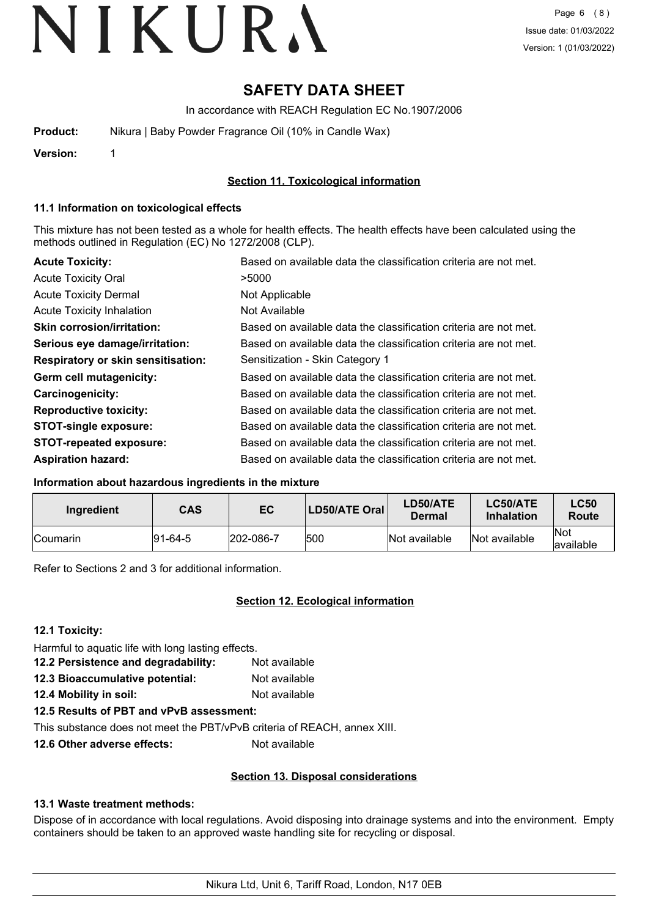# SAFETY DATA SHEET

In accordance with REACH Regulation EC No.1907/2006

**Product:** Nikura | Baby Powder Fragrance Oil (10% in Candle Wax)

**Version:** 1

## Section 11. Toxicological information

### 11.1 Information on toxicological effects

This mixture has not been tested as a whole for health effects. The health effects have been calculated using the methods outlined in Regulation (EC) No 1272/2008 (CLP).

| | |
|---|---|
| **Acute Toxicity:** | Based on available data the classification criteria are not met. |
| Acute Toxicity Oral | >5000 |
| Acute Toxicity Dermal | Not Applicable |
| Acute Toxicity Inhalation | Not Available |
| **Skin corrosion/irritation:** | Based on available data the classification criteria are not met. |
| **Serious eye damage/irritation:** | Based on available data the classification criteria are not met. |
| **Respiratory or skin sensitisation:** | Sensitization - Skin Category 1 |
| **Germ cell mutagenicity:** | Based on available data the classification criteria are not met. |
| **Carcinogenicity:** | Based on available data the classification criteria are not met. |
| **Reproductive toxicity:** | Based on available data the classification criteria are not met. |
| **STOT-single exposure:** | Based on available data the classification criteria are not met. |
| **STOT-repeated exposure:** | Based on available data the classification criteria are not met. |
| **Aspiration hazard:** | Based on available data the classification criteria are not met. |

### Information about hazardous ingredients in the mixture

| Ingredient | CAS | EC | LD50/ATE Oral | LD50/ATE Dermal | LC50/ATE Inhalation | LC50 Route |
|---|---|---|---|---|---|---|
| Coumarin | 91-64-5 | 202-086-7 | 500 | Not available | Not available | Not available |

Refer to Sections 2 and 3 for additional information.

## Section 12. Ecological information

### 12.1 Toxicity:

Harmful to aquatic life with long lasting effects.

**12.2 Persistence and degradability:** Not available

**12.3 Bioaccumulative potential:** Not available

**12.4 Mobility in soil:** Not available

### 12.5 Results of PBT and vPvB assessment:

This substance does not meet the PBT/vPvB criteria of REACH, annex XIII.

**12.6 Other adverse effects:** Not available

## Section 13. Disposal considerations

### 13.1 Waste treatment methods:

Dispose of in accordance with local regulations. Avoid disposing into drainage systems and into the environment. Empty containers should be taken to an approved waste handling site for recycling or disposal.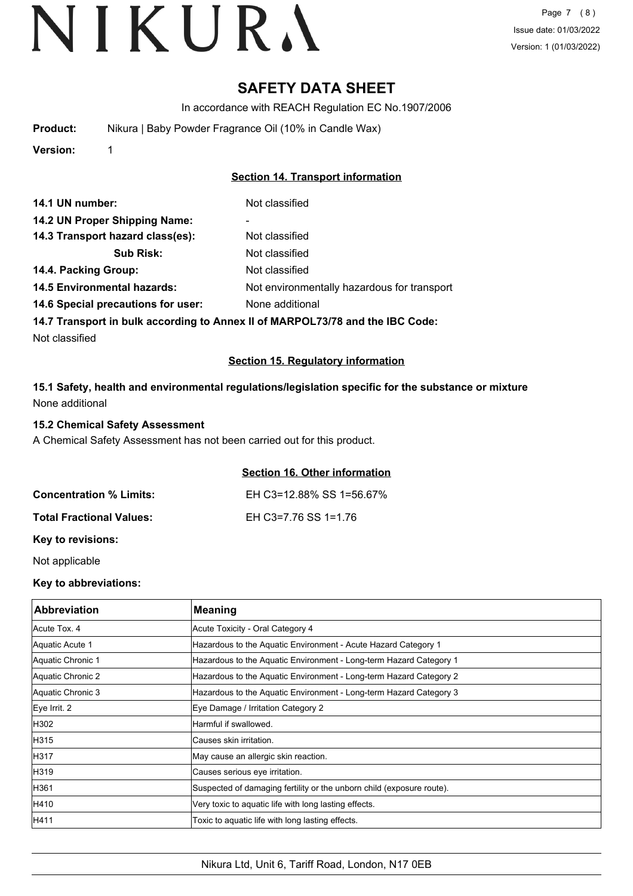# SAFETY DATA SHEET

In accordance with REACH Regulation EC No.1907/2006

**Product:** Nikura | Baby Powder Fragrance Oil (10% in Candle Wax)

**Version:** 1

## Section 14. Transport information

**14.1 UN number:** Not classified

**14.2 UN Proper Shipping Name:** -

**14.3 Transport hazard class(es):** Not classified

**Sub Risk:** Not classified

**14.4. Packing Group:** Not classified

**14.5 Environmental hazards:** Not environmentally hazardous for transport

**14.6 Special precautions for user:** None additional

**14.7 Transport in bulk according to Annex II of MARPOL73/78 and the IBC Code:**

Not classified

## Section 15. Regulatory information

**15.1 Safety, health and environmental regulations/legislation specific for the substance or mixture**

None additional

**15.2 Chemical Safety Assessment**

A Chemical Safety Assessment has not been carried out for this product.

## Section 16. Other information

**Concentration % Limits:** EH C3=12.88% SS 1=56.67%

**Total Fractional Values:** EH C3=7.76 SS 1=1.76

**Key to revisions:**

Not applicable

**Key to abbreviations:**

| Abbreviation | Meaning |
|---|---|
| Acute Tox. 4 | Acute Toxicity - Oral Category 4 |
| Aquatic Acute 1 | Hazardous to the Aquatic Environment - Acute Hazard Category 1 |
| Aquatic Chronic 1 | Hazardous to the Aquatic Environment - Long-term Hazard Category 1 |
| Aquatic Chronic 2 | Hazardous to the Aquatic Environment - Long-term Hazard Category 2 |
| Aquatic Chronic 3 | Hazardous to the Aquatic Environment - Long-term Hazard Category 3 |
| Eye Irrit. 2 | Eye Damage / Irritation Category 2 |
| H302 | Harmful if swallowed. |
| H315 | Causes skin irritation. |
| H317 | May cause an allergic skin reaction. |
| H319 | Causes serious eye irritation. |
| H361 | Suspected of damaging fertility or the unborn child (exposure route). |
| H410 | Very toxic to aquatic life with long lasting effects. |
| H411 | Toxic to aquatic life with long lasting effects. |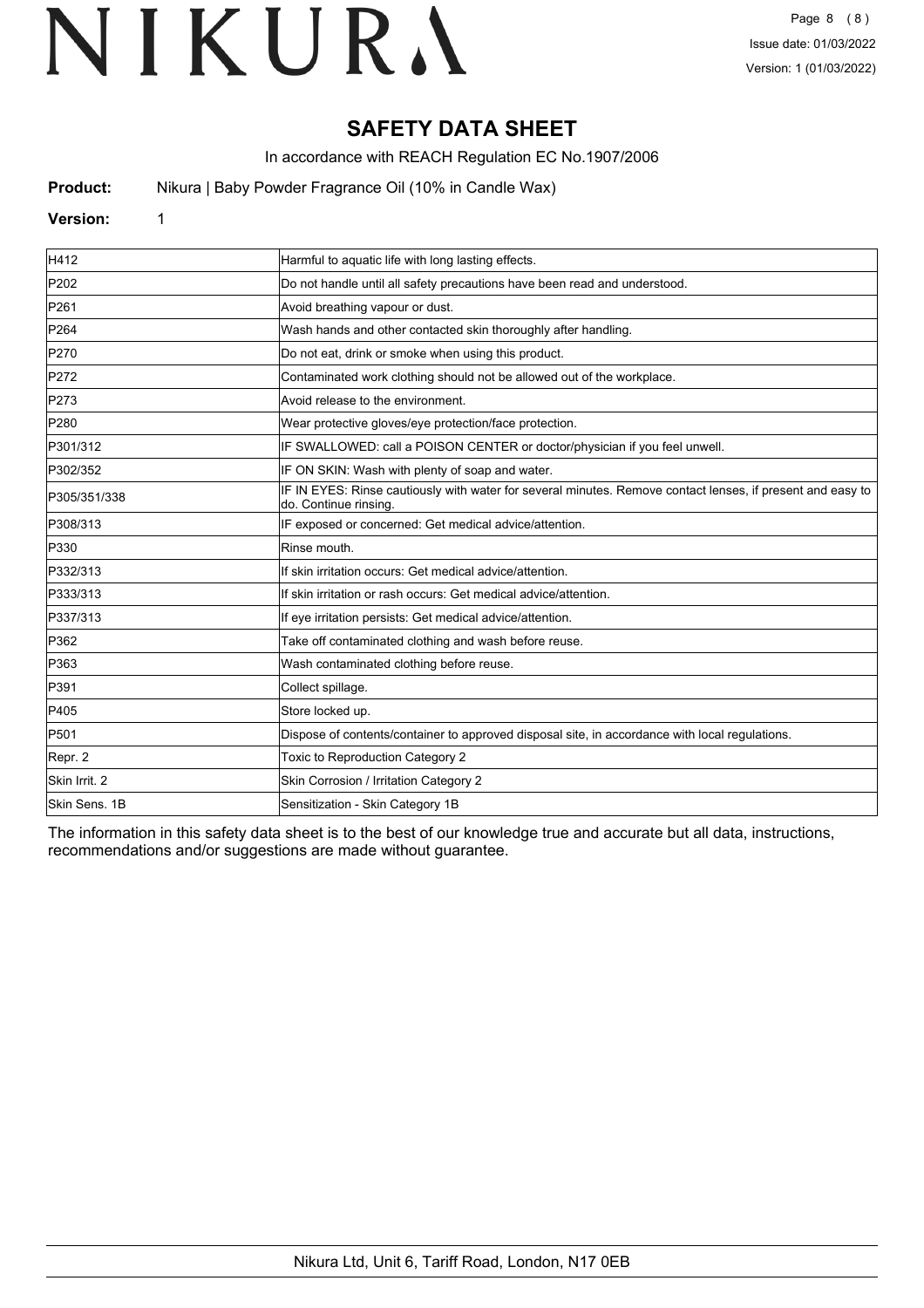# SAFETY DATA SHEET

In accordance with REACH Regulation EC No.1907/2006

**Product:** Nikura | Baby Powder Fragrance Oil (10% in Candle Wax)

**Version:** 1

| | |
|---|---|
| H412 | Harmful to aquatic life with long lasting effects. |
| P202 | Do not handle until all safety precautions have been read and understood. |
| P261 | Avoid breathing vapour or dust. |
| P264 | Wash hands and other contacted skin thoroughly after handling. |
| P270 | Do not eat, drink or smoke when using this product. |
| P272 | Contaminated work clothing should not be allowed out of the workplace. |
| P273 | Avoid release to the environment. |
| P280 | Wear protective gloves/eye protection/face protection. |
| P301/312 | IF SWALLOWED: call a POISON CENTER or doctor/physician if you feel unwell. |
| P302/352 | IF ON SKIN: Wash with plenty of soap and water. |
| P305/351/338 | IF IN EYES: Rinse cautiously with water for several minutes. Remove contact lenses, if present and easy to do. Continue rinsing. |
| P308/313 | IF exposed or concerned: Get medical advice/attention. |
| P330 | Rinse mouth. |
| P332/313 | If skin irritation occurs: Get medical advice/attention. |
| P333/313 | If skin irritation or rash occurs: Get medical advice/attention. |
| P337/313 | If eye irritation persists: Get medical advice/attention. |
| P362 | Take off contaminated clothing and wash before reuse. |
| P363 | Wash contaminated clothing before reuse. |
| P391 | Collect spillage. |
| P405 | Store locked up. |
| P501 | Dispose of contents/container to approved disposal site, in accordance with local regulations. |
| Repr. 2 | Toxic to Reproduction Category 2 |
| Skin Irrit. 2 | Skin Corrosion / Irritation Category 2 |
| Skin Sens. 1B | Sensitization - Skin Category 1B |

The information in this safety data sheet is to the best of our knowledge true and accurate but all data, instructions, recommendations and/or suggestions are made without guarantee.